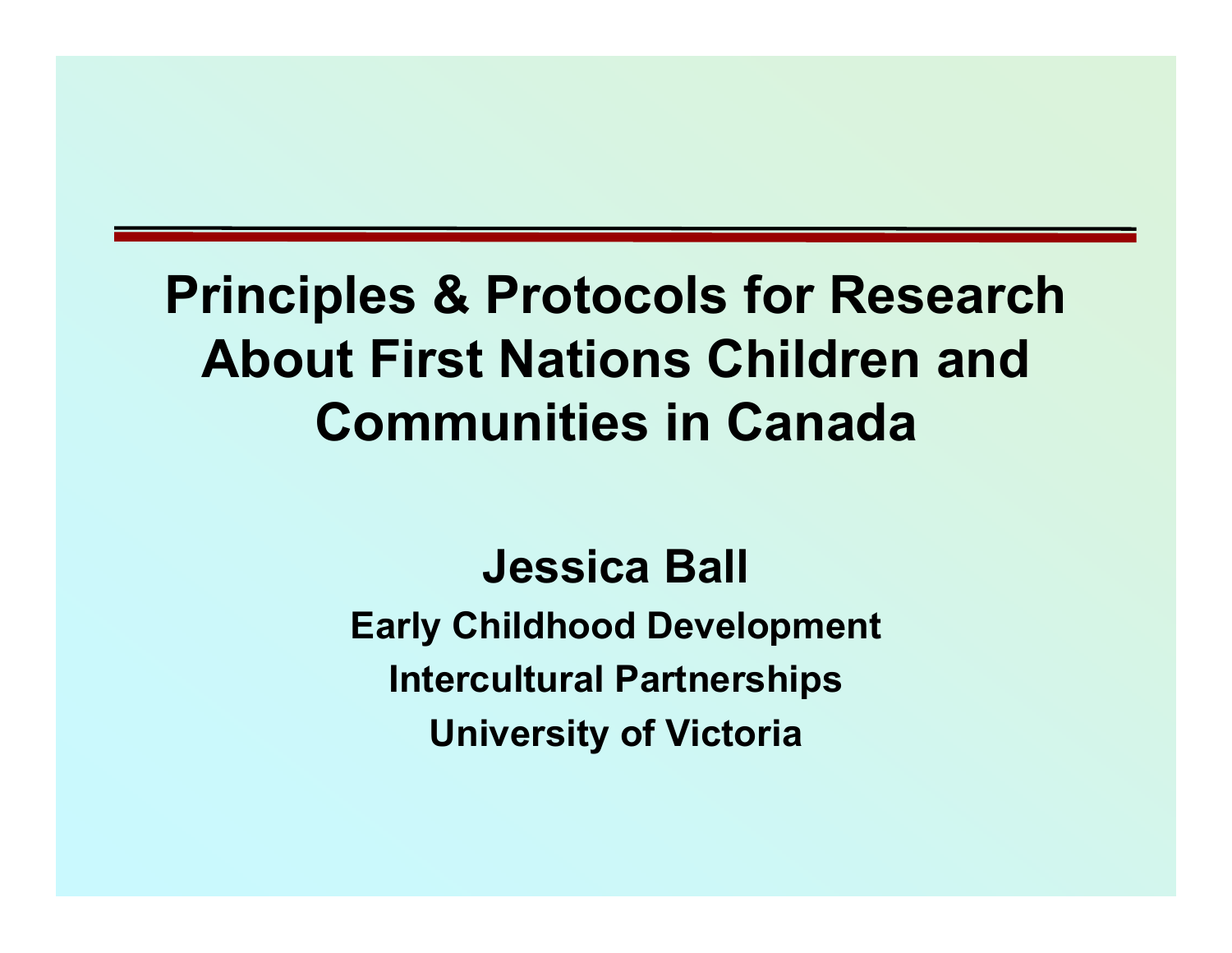# Principles & Protocols for Research About First Nations Children and Communities in Canada

**Jessica Ball**

**Early Childhood Development**

**Intercultural Partnerships**

**University of Victoria**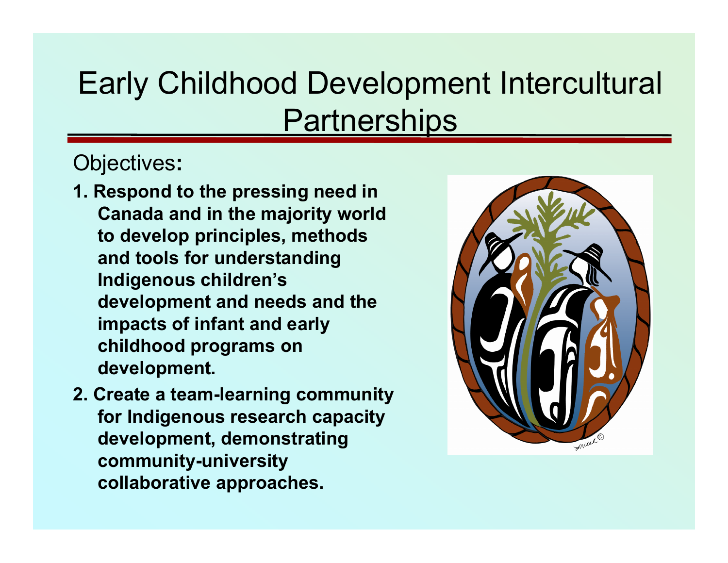# Early Childhood Development Intercultural Partnerships

Objectives**:**

1. **Respond to the pressing need in Canada and in the majority world to develop principles, methods and tools for understanding Indigenous children's development and needs and the impacts of infant and early childhood programs on development.**
2. **Create a team-learning community for Indigenous research capacity development, demonstrating community-university collaborative approaches.**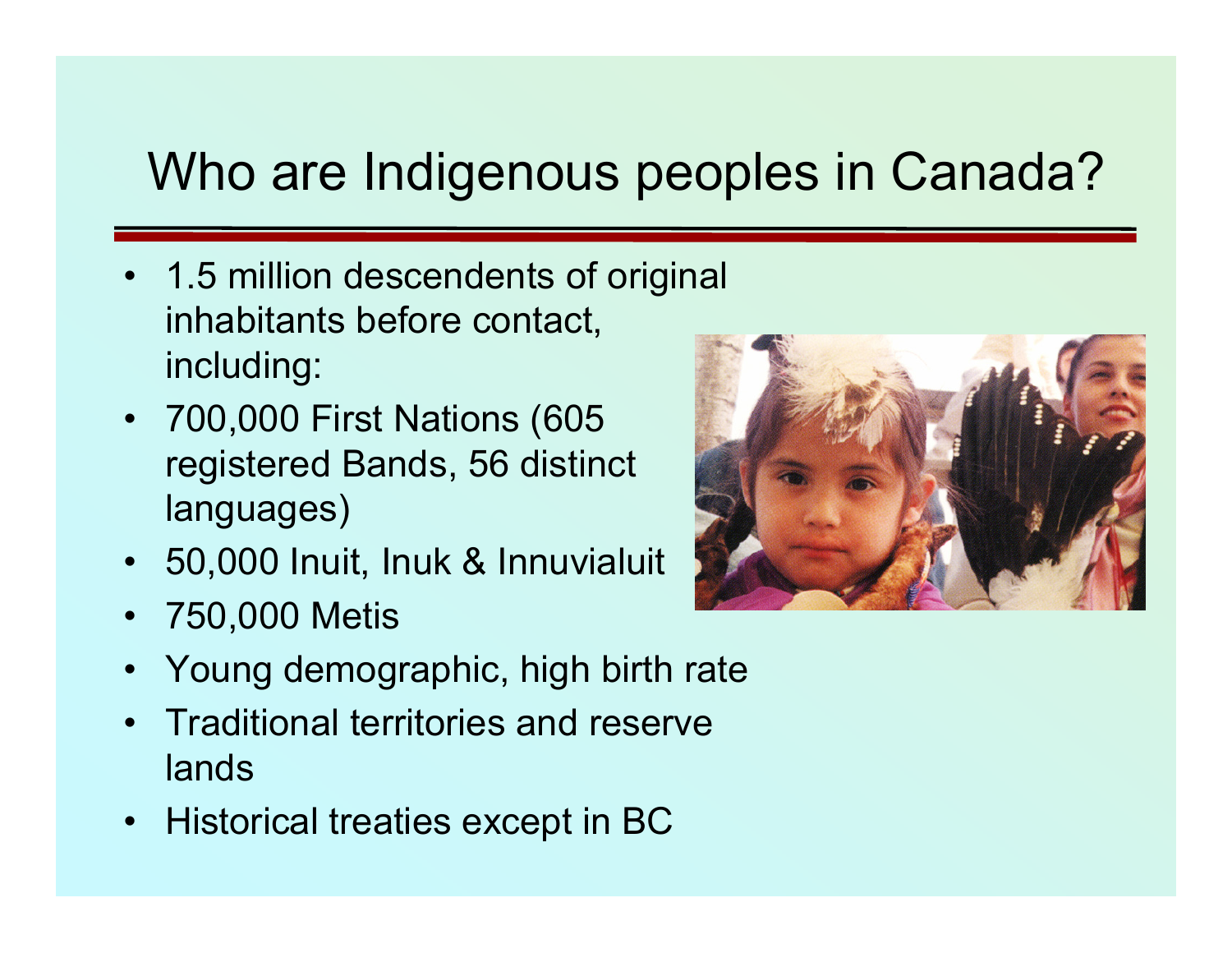# Who are Indigenous peoples in Canada?

- 1.5 million descendents of original inhabitants before contact, including:
- 700,000 First Nations (605 registered Bands, 56 distinct languages)
- 50,000 Inuit, Inuk & Innuvialuit
- 750,000 Metis
- Young demographic, high birth rate
- Traditional territories and reserve lands
- Historical treaties except in BC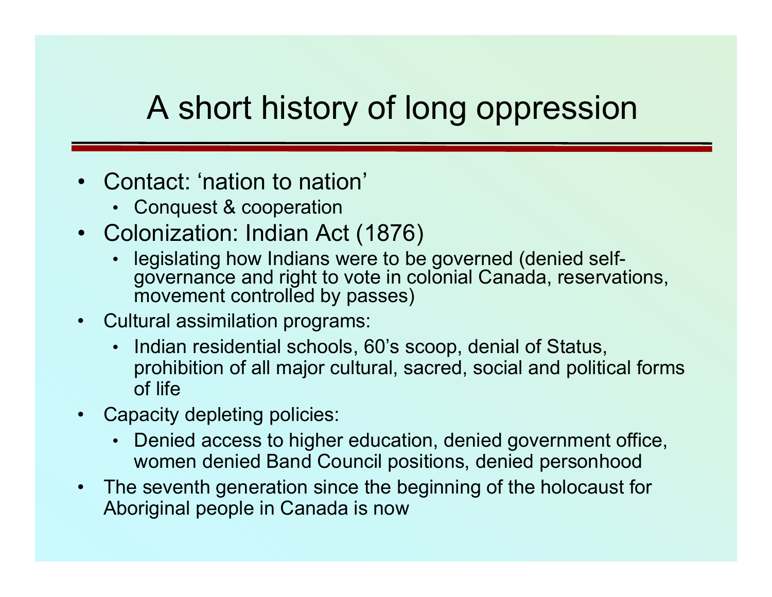# A short history of long oppression

- Contact: 'nation to nation'
  - Conquest & cooperation
- Colonization: Indian Act (1876)
  - legislating how Indians were to be governed (denied self-governance and right to vote in colonial Canada, reservations, movement controlled by passes)
- Cultural assimilation programs:
  - Indian residential schools, 60's scoop, denial of Status, prohibition of all major cultural, sacred, social and political forms of life
- Capacity depleting policies:
  - Denied access to higher education, denied government office, women denied Band Council positions, denied personhood
- The seventh generation since the beginning of the holocaust for Aboriginal people in Canada is now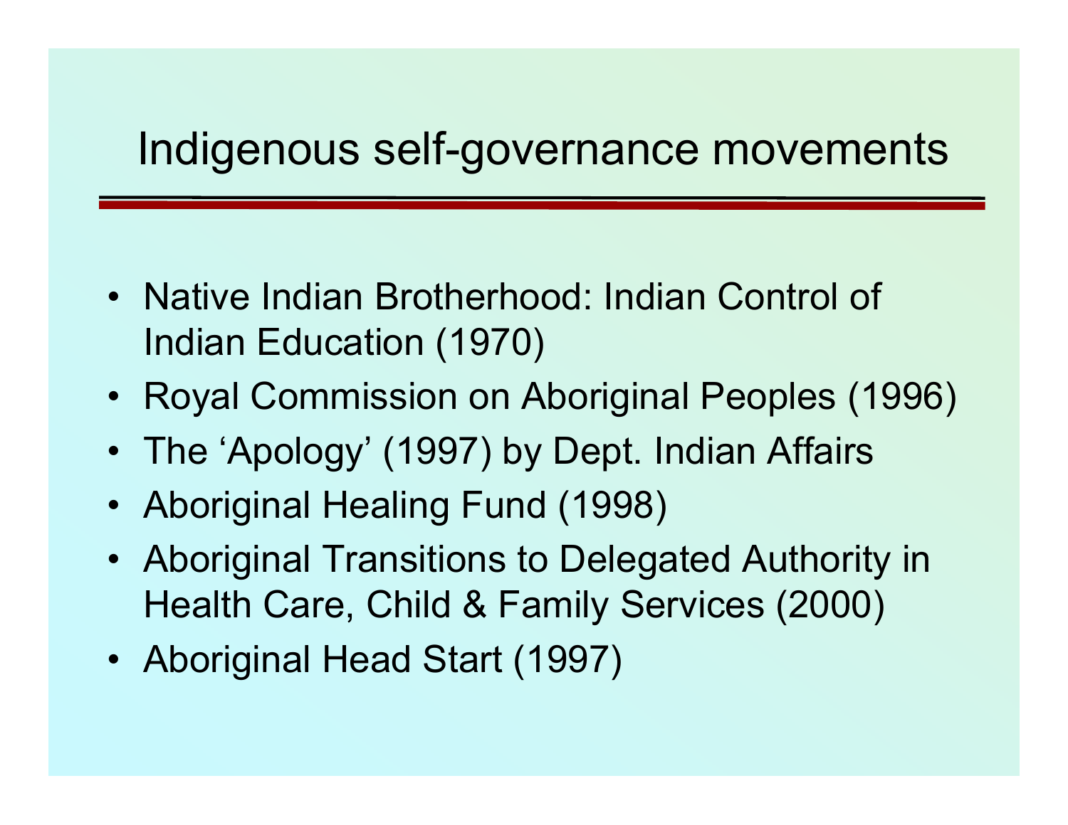# Indigenous self-governance movements

- Native Indian Brotherhood: Indian Control of Indian Education (1970)
- Royal Commission on Aboriginal Peoples (1996)
- The 'Apology' (1997) by Dept. Indian Affairs
- Aboriginal Healing Fund (1998)
- Aboriginal Transitions to Delegated Authority in Health Care, Child & Family Services (2000)
- Aboriginal Head Start (1997)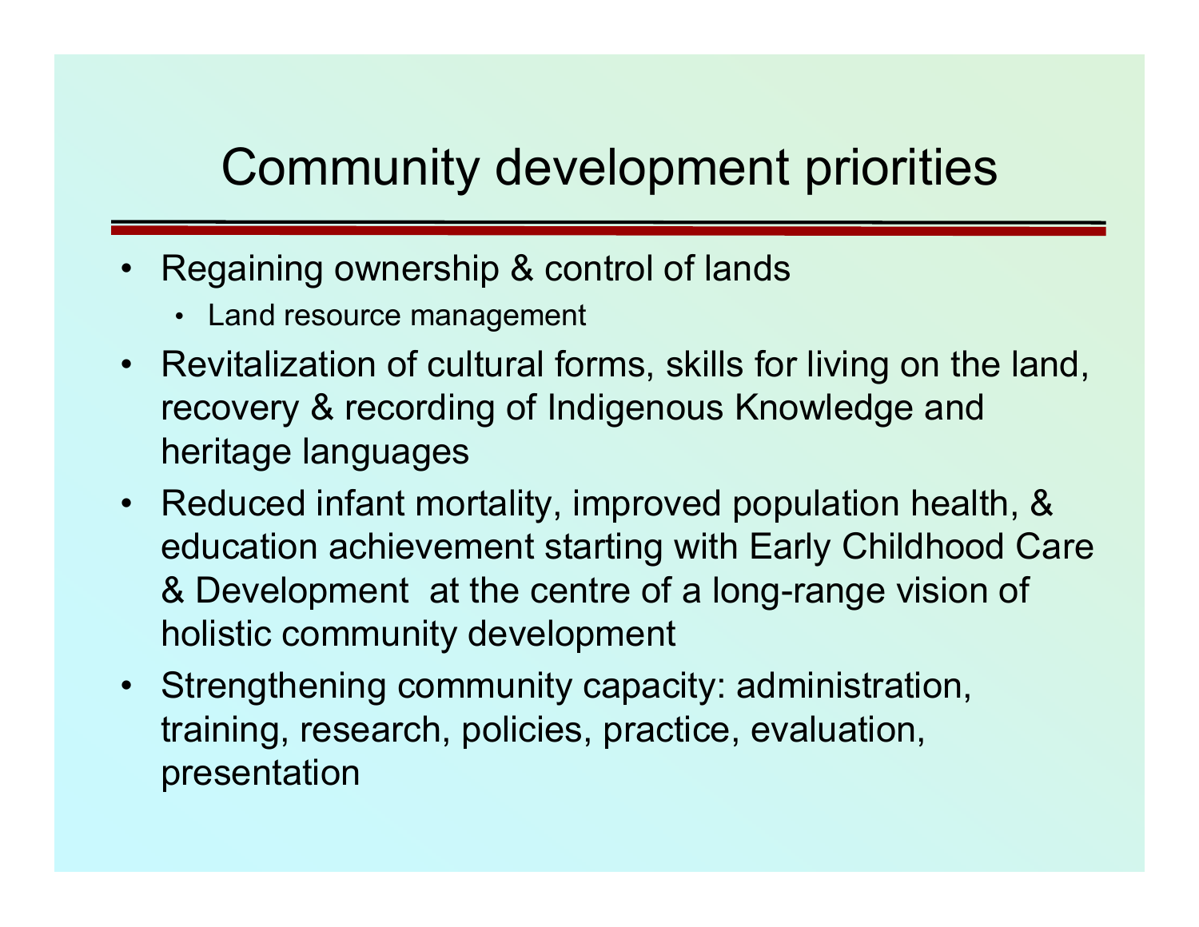# Community development priorities

- Regaining ownership & control of lands
  - Land resource management
- Revitalization of cultural forms, skills for living on the land, recovery & recording of Indigenous Knowledge and heritage languages
- Reduced infant mortality, improved population health, & education achievement starting with Early Childhood Care & Development at the centre of a long-range vision of holistic community development
- Strengthening community capacity: administration, training, research, policies, practice, evaluation, presentation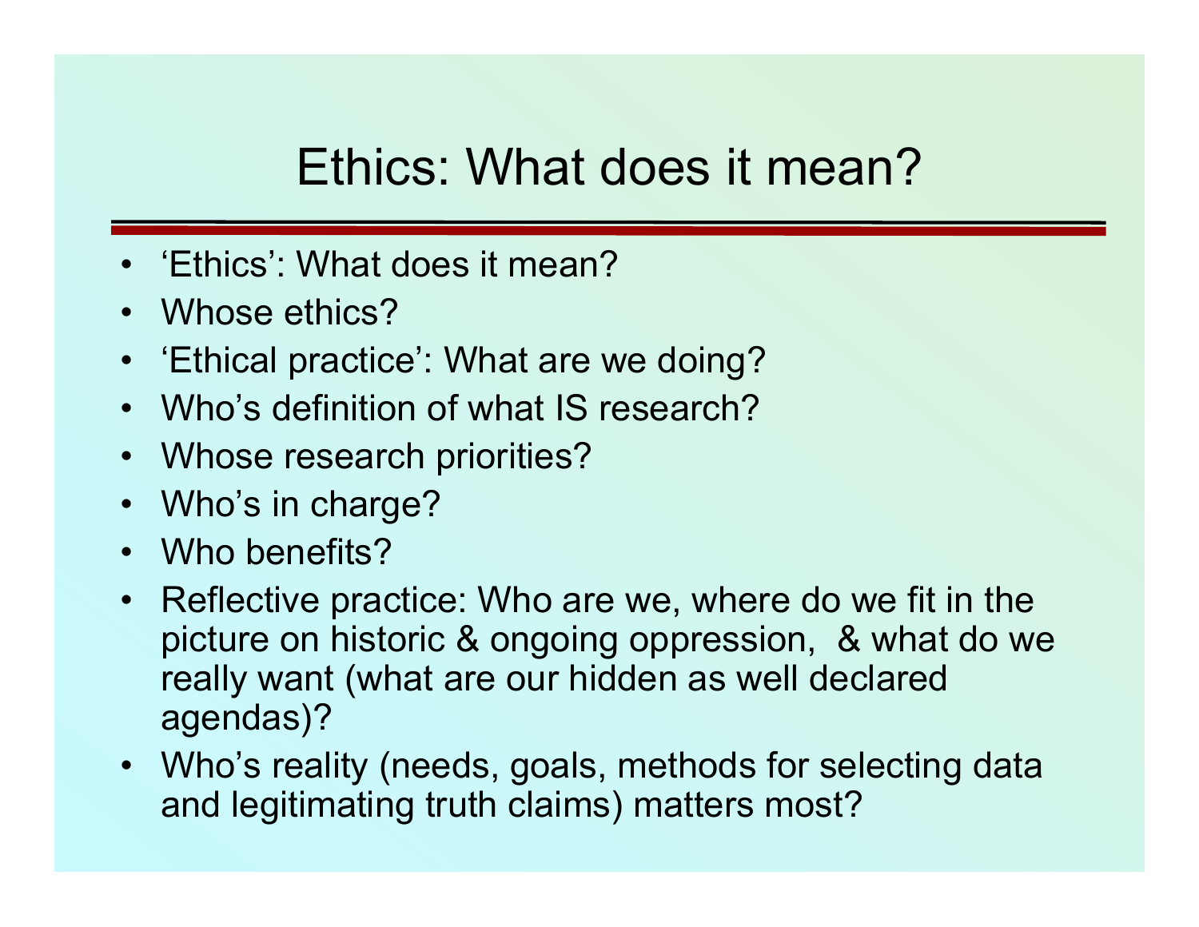# Ethics: What does it mean?

- 'Ethics': What does it mean?
- Whose ethics?
- 'Ethical practice': What are we doing?
- Who's definition of what IS research?
- Whose research priorities?
- Who's in charge?
- Who benefits?
- Reflective practice: Who are we, where do we fit in the picture on historic & ongoing oppression, & what do we really want (what are our hidden as well declared agendas)?
- Who's reality (needs, goals, methods for selecting data and legitimating truth claims) matters most?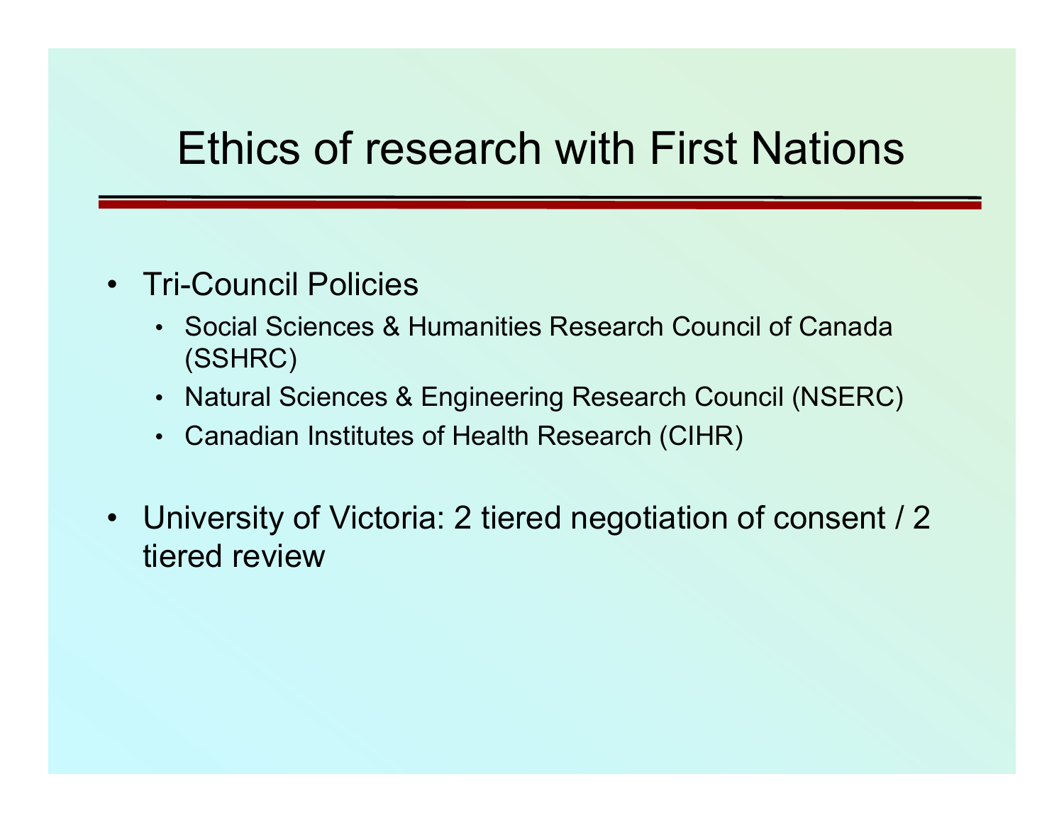# Ethics of research with First Nations

- Tri-Council Policies
  - Social Sciences & Humanities Research Council of Canada (SSHRC)
  - Natural Sciences & Engineering Research Council (NSERC)
  - Canadian Institutes of Health Research (CIHR)

- University of Victoria: 2 tiered negotiation of consent / 2 tiered review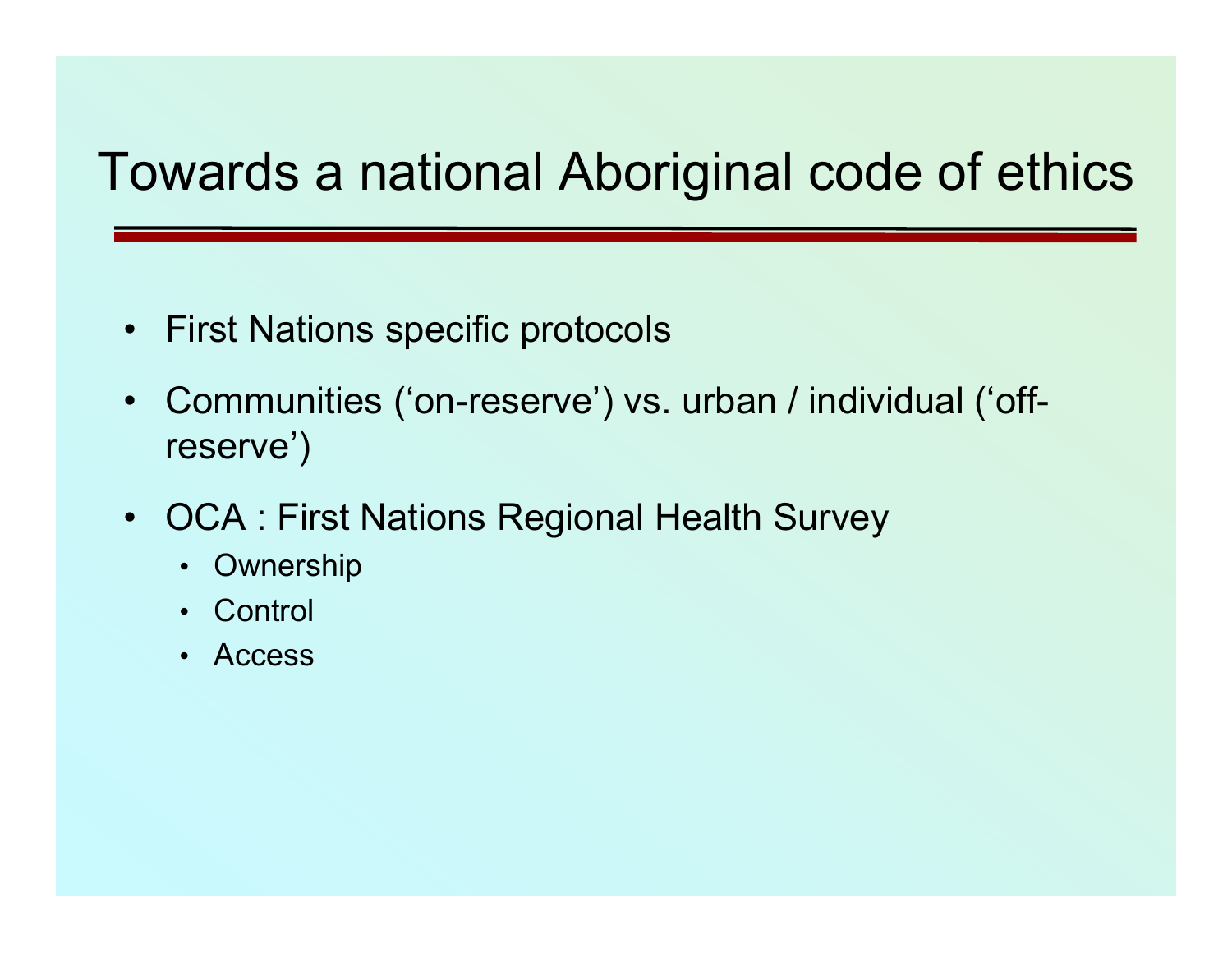# Towards a national Aboriginal code of ethics

- First Nations specific protocols
- Communities ('on-reserve') vs. urban / individual ('off-reserve')
- OCA : First Nations Regional Health Survey
  - Ownership
  - Control
  - Access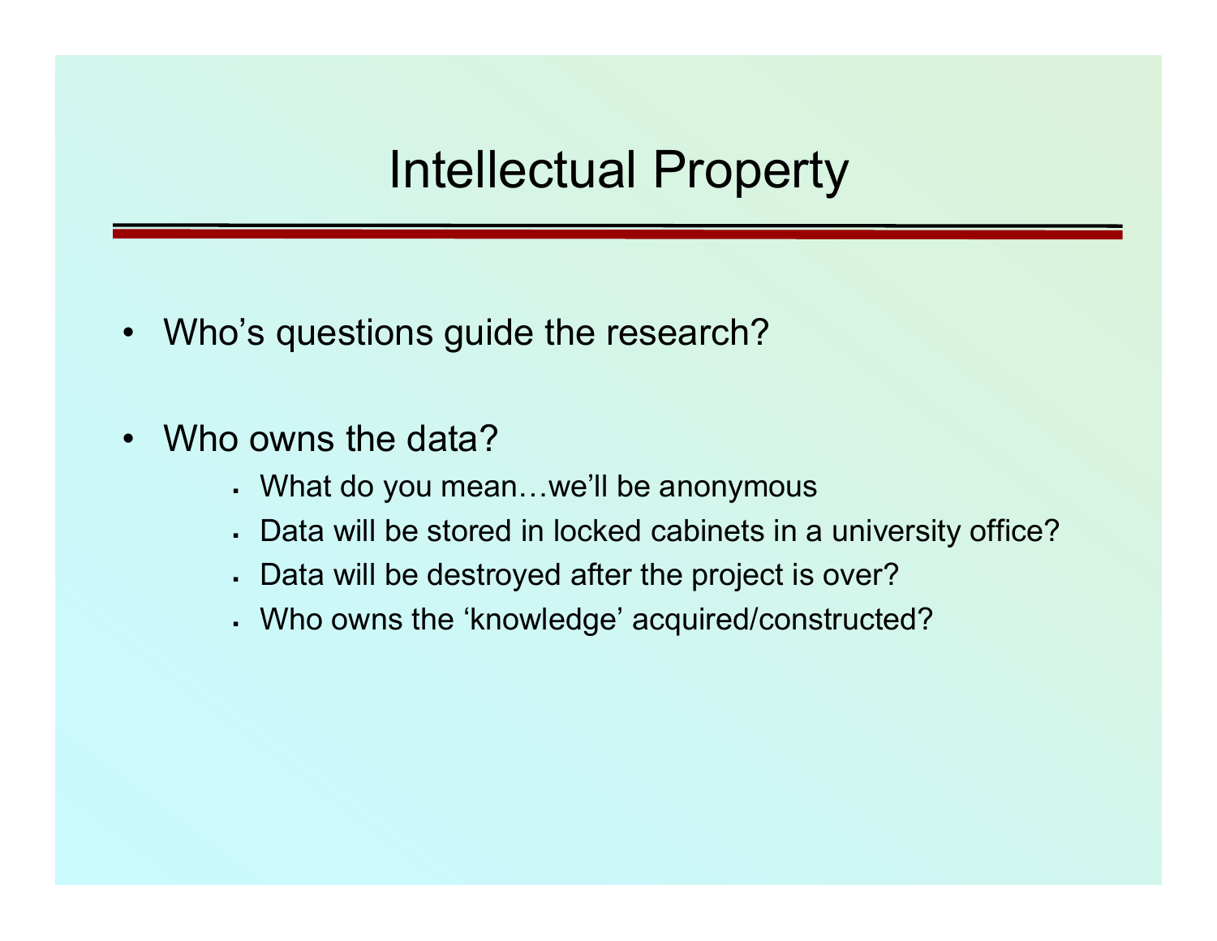# Intellectual Property

- Who's questions guide the research?
- Who owns the data?
  - What do you mean…we'll be anonymous
  - Data will be stored in locked cabinets in a university office?
  - Data will be destroyed after the project is over?
  - Who owns the 'knowledge' acquired/constructed?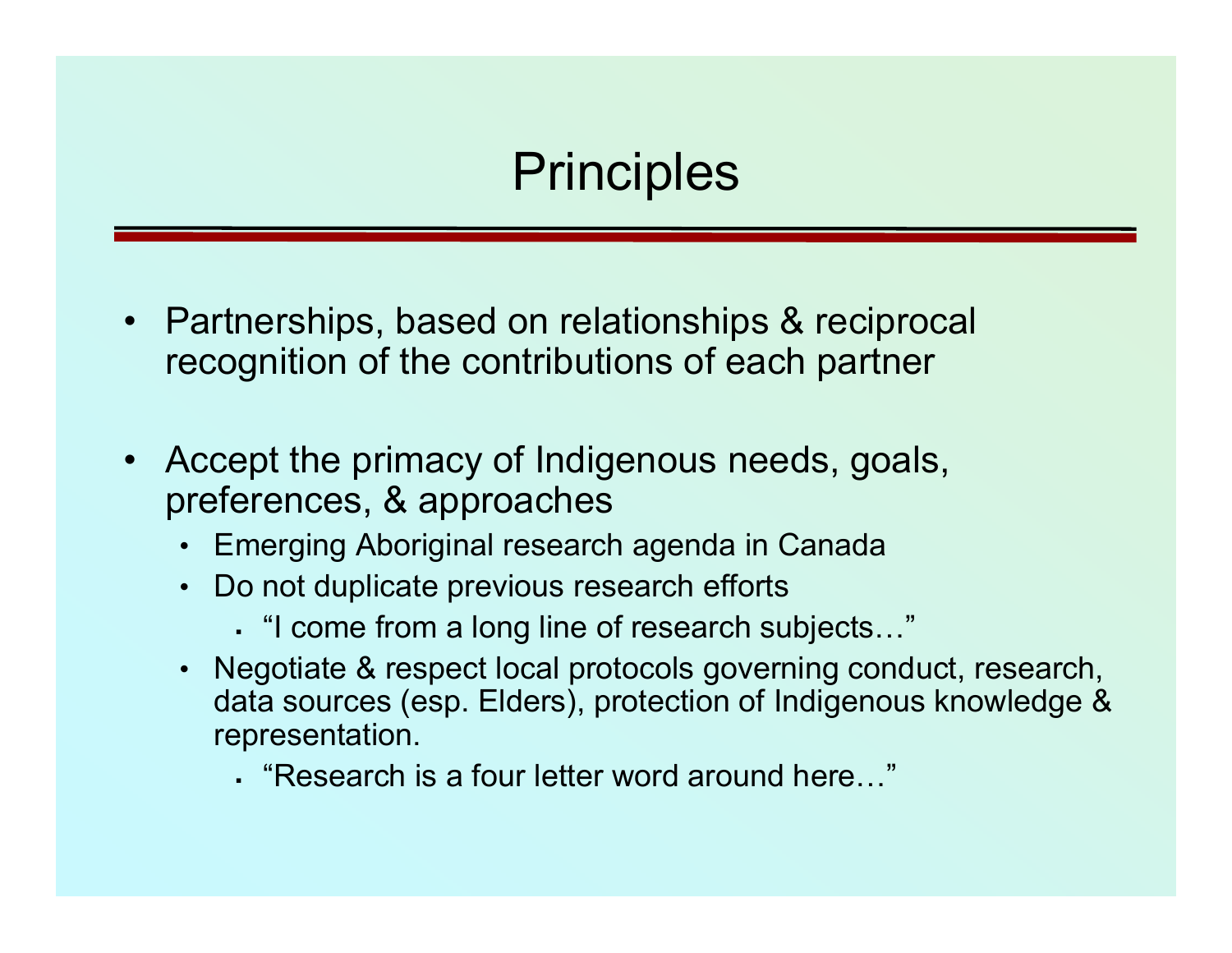# Principles

- Partnerships, based on relationships & reciprocal recognition of the contributions of each partner
- Accept the primacy of Indigenous needs, goals, preferences, & approaches
  - Emerging Aboriginal research agenda in Canada
  - Do not duplicate previous research efforts
    - "I come from a long line of research subjects…"
  - Negotiate & respect local protocols governing conduct, research, data sources (esp. Elders), protection of Indigenous knowledge & representation.
    - "Research is a four letter word around here…"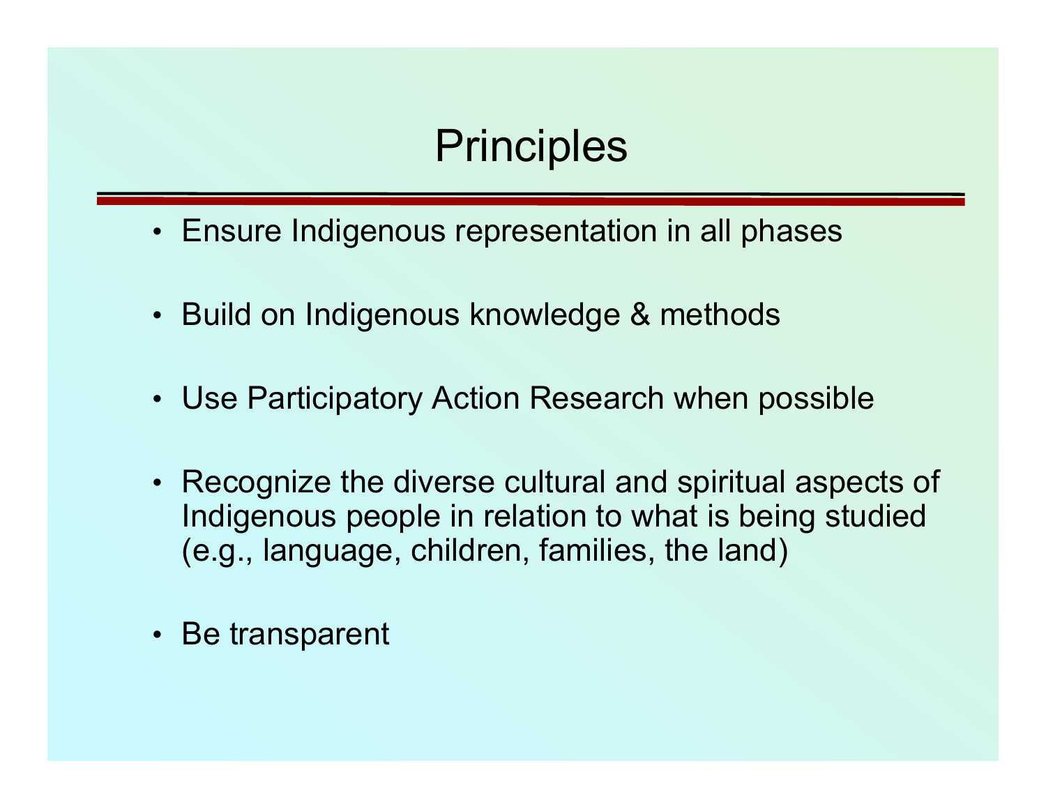# Principles

- Ensure Indigenous representation in all phases
- Build on Indigenous knowledge & methods
- Use Participatory Action Research when possible
- Recognize the diverse cultural and spiritual aspects of Indigenous people in relation to what is being studied (e.g., language, children, families, the land)
- Be transparent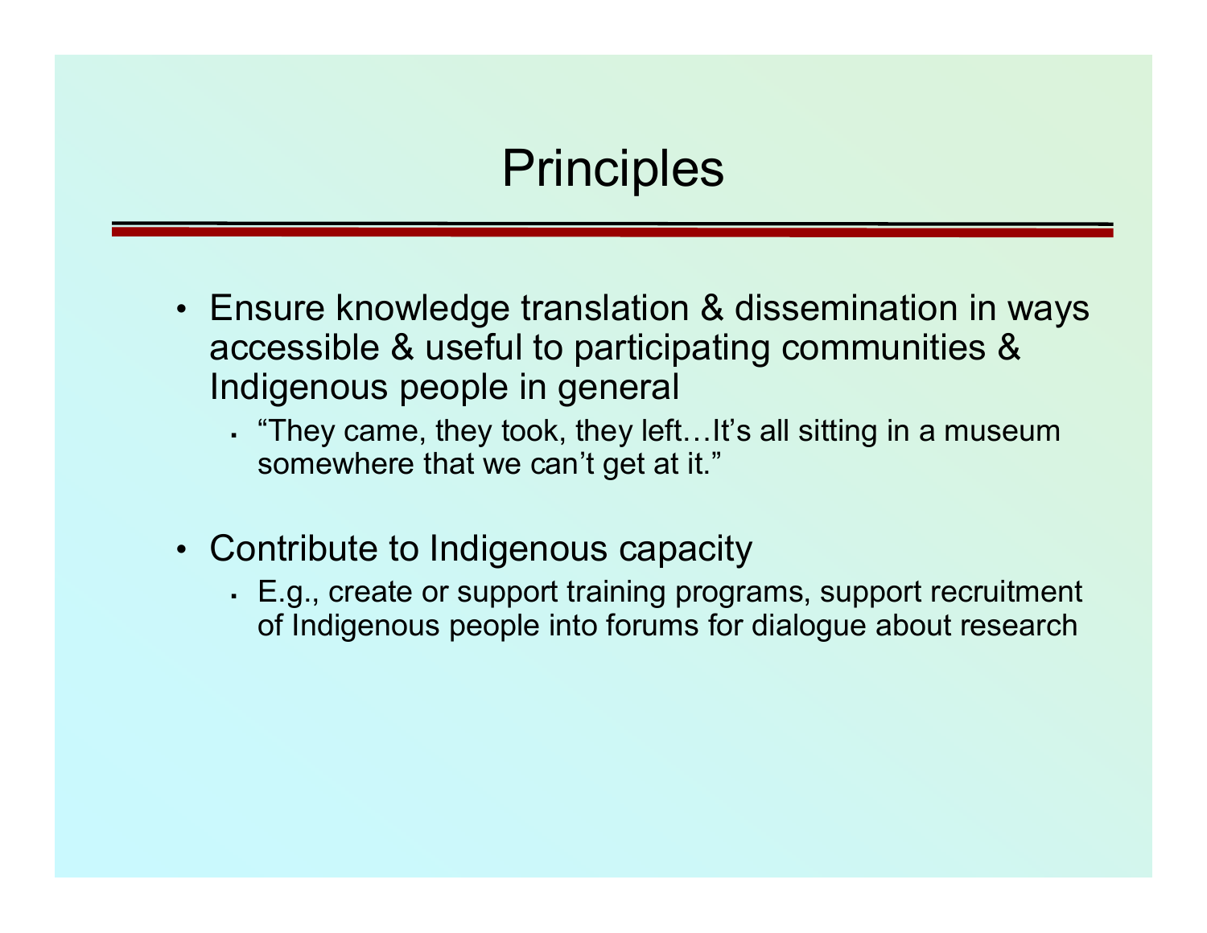# Principles

- Ensure knowledge translation & dissemination in ways accessible & useful to participating communities & Indigenous people in general
  - "They came, they took, they left…It's all sitting in a museum somewhere that we can't get at it."
- Contribute to Indigenous capacity
  - E.g., create or support training programs, support recruitment of Indigenous people into forums for dialogue about research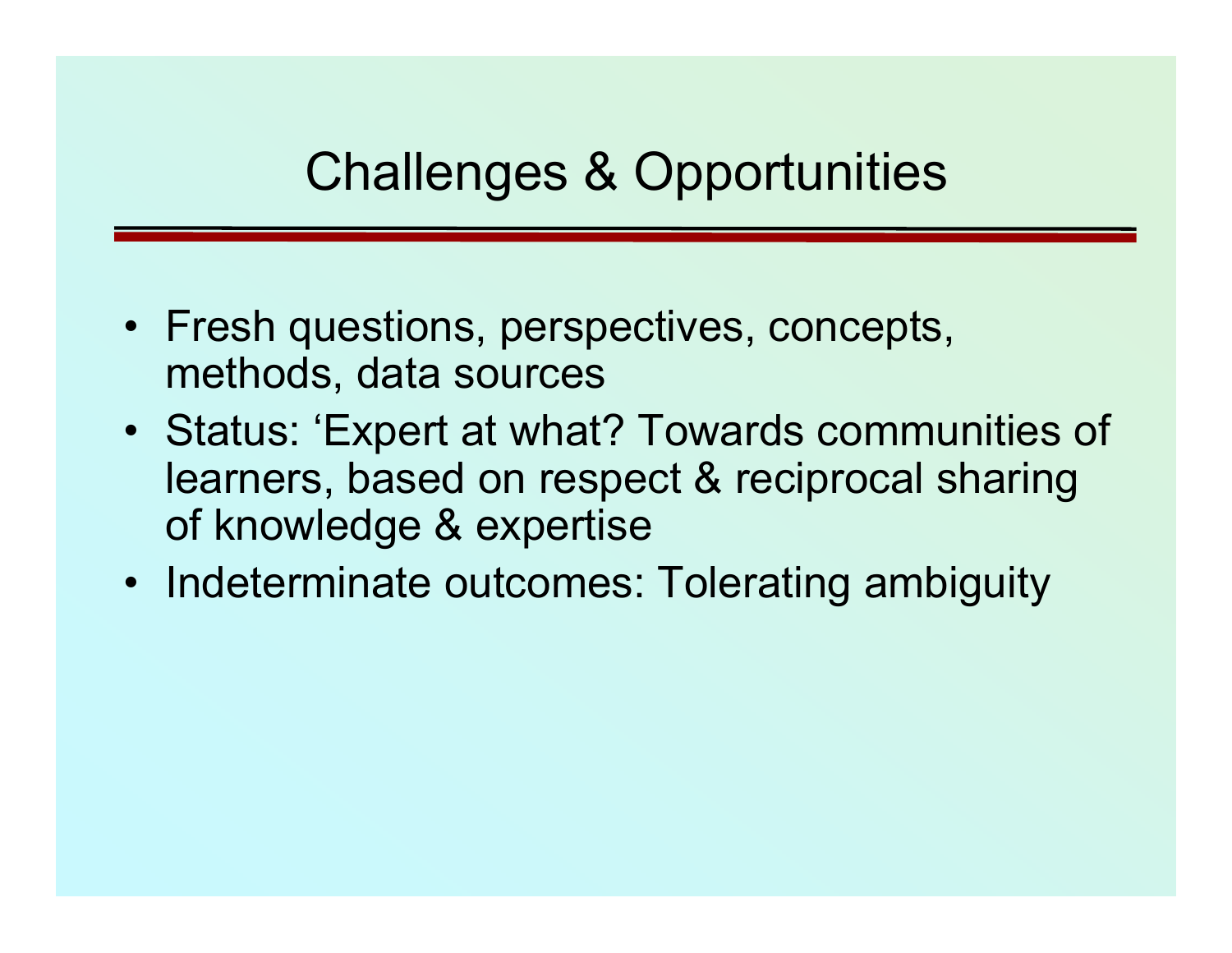# Challenges & Opportunities

- Fresh questions, perspectives, concepts, methods, data sources
- Status: ‘Expert at what? Towards communities of learners, based on respect & reciprocal sharing of knowledge & expertise
- Indeterminate outcomes: Tolerating ambiguity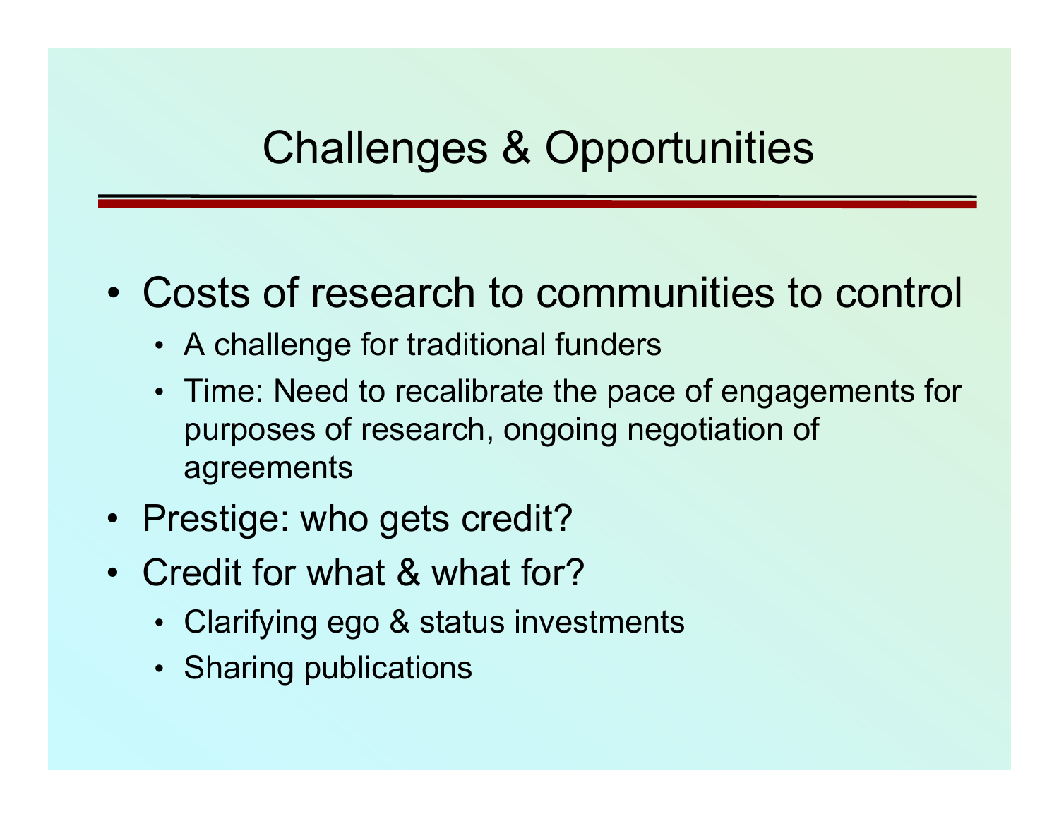# Challenges & Opportunities

- Costs of research to communities to control
  - A challenge for traditional funders
  - Time: Need to recalibrate the pace of engagements for purposes of research, ongoing negotiation of agreements
- Prestige: who gets credit?
- Credit for what & what for?
  - Clarifying ego & status investments
  - Sharing publications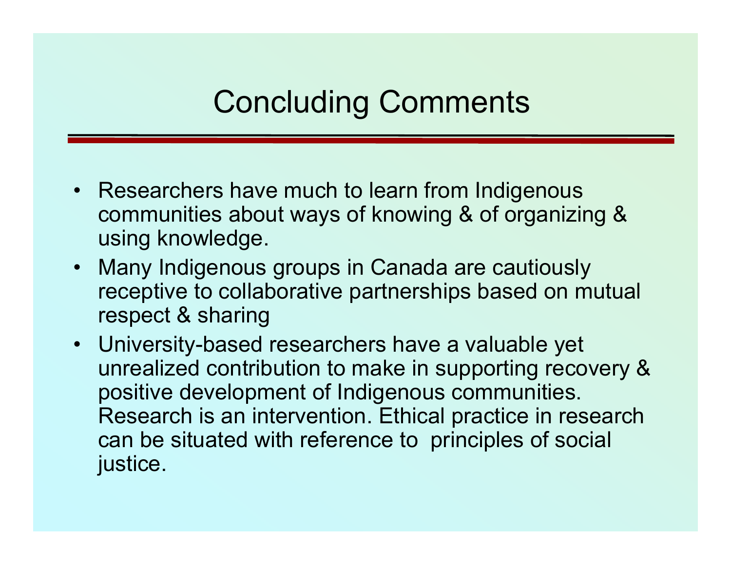# Concluding Comments

- Researchers have much to learn from Indigenous communities about ways of knowing & of organizing & using knowledge.
- Many Indigenous groups in Canada are cautiously receptive to collaborative partnerships based on mutual respect & sharing
- University-based researchers have a valuable yet unrealized contribution to make in supporting recovery & positive development of Indigenous communities. Research is an intervention. Ethical practice in research can be situated with reference to principles of social justice.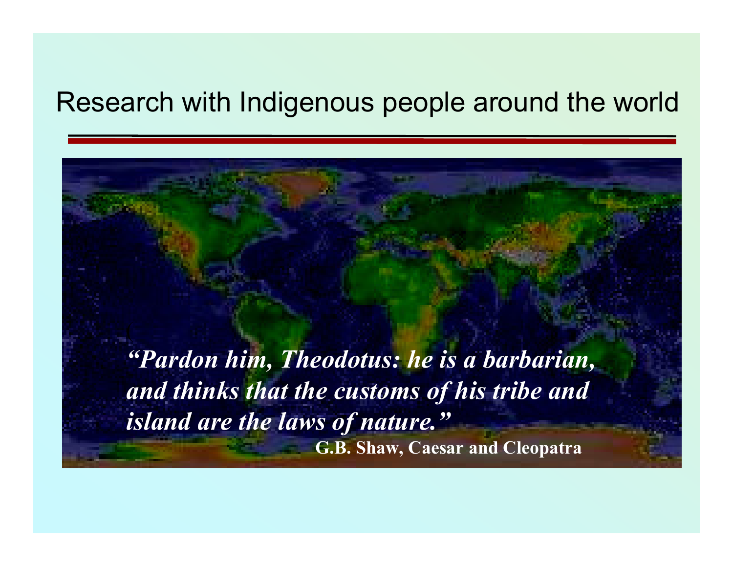# Research with Indigenous people around the world

*"Pardon him, Theodotus: he is a barbarian, and thinks that the customs of his tribe and island are the laws of nature."*

**G.B. Shaw, Caesar and Cleopatra**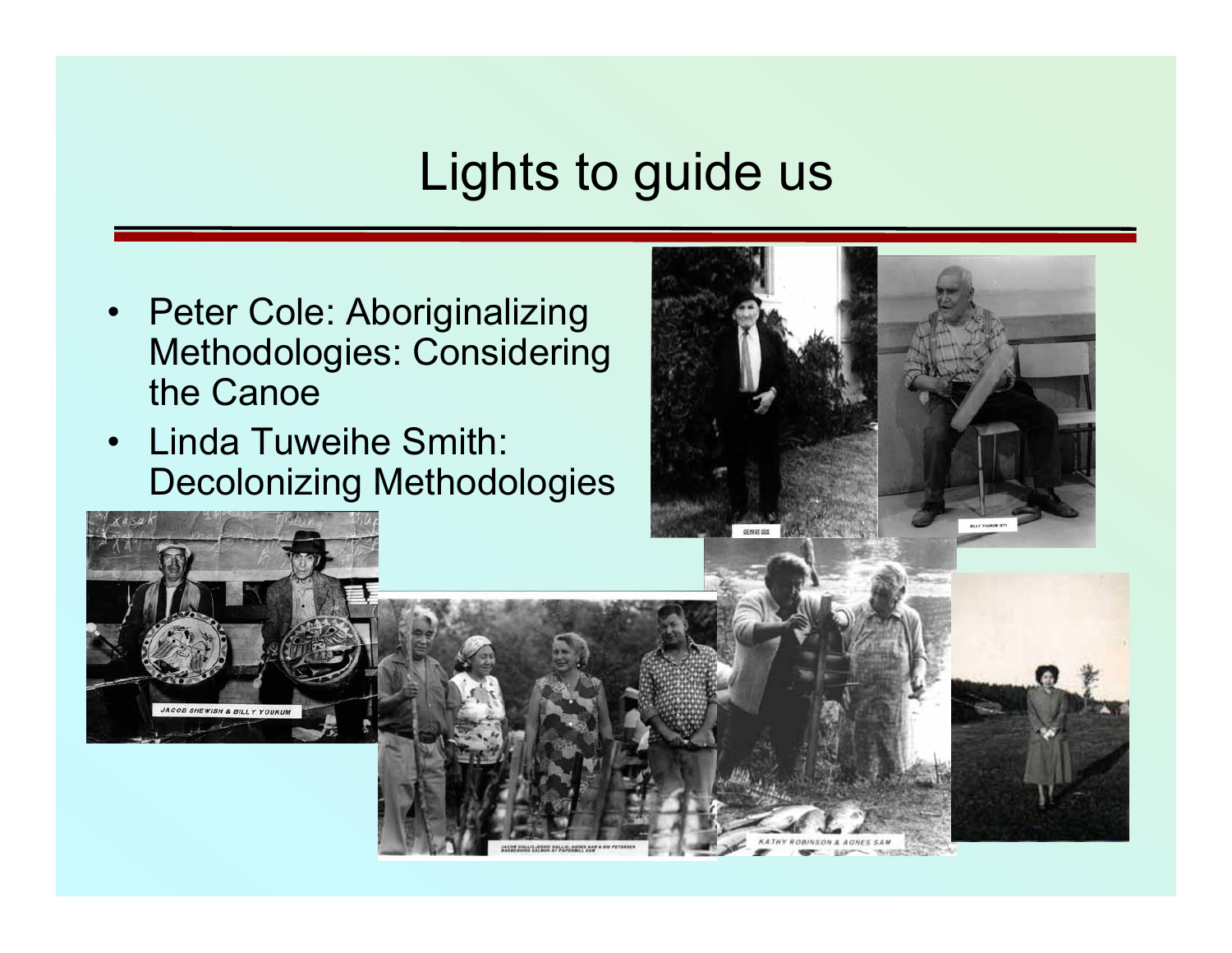# Lights to guide us

- Peter Cole: Aboriginalizing Methodologies: Considering the Canoe
- Linda Tuweihe Smith: Decolonizing Methodologies